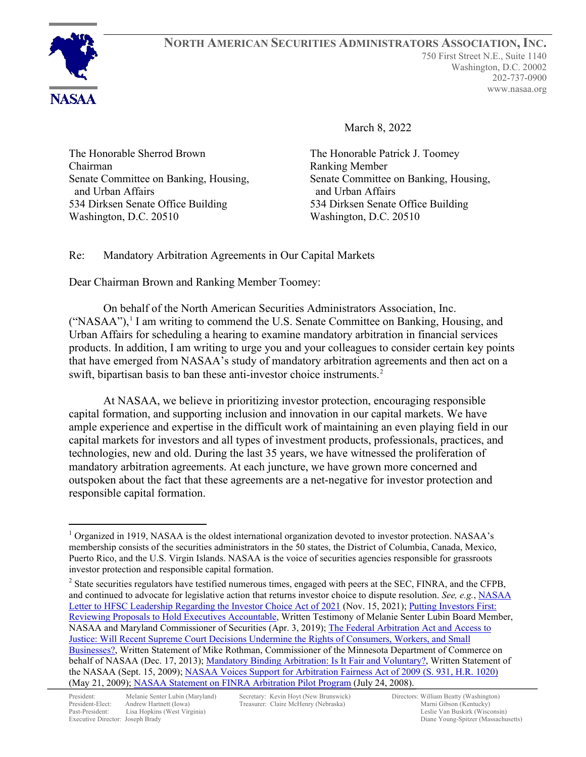**NORTH AMERICAN SECURITIES ADMINISTRATORS ASSOCIATION, INC.**
750 First Street N.E., Suite 1140
Washington, D.C. 20002
202-737-0900
www.nasaa.org

NASAA

March 8, 2022

The Honorable Sherrod Brown
Chairman
Senate Committee on Banking, Housing, and Urban Affairs
534 Dirksen Senate Office Building
Washington, D.C. 20510

The Honorable Patrick J. Toomey
Ranking Member
Senate Committee on Banking, Housing, and Urban Affairs
534 Dirksen Senate Office Building
Washington, D.C. 20510

Re: Mandatory Arbitration Agreements in Our Capital Markets

Dear Chairman Brown and Ranking Member Toomey:

On behalf of the North American Securities Administrators Association, Inc. ("NASAA"),[1] I am writing to commend the U.S. Senate Committee on Banking, Housing, and Urban Affairs for scheduling a hearing to examine mandatory arbitration in financial services products. In addition, I am writing to urge you and your colleagues to consider certain key points that have emerged from NASAA's study of mandatory arbitration agreements and then act on a swift, bipartisan basis to ban these anti-investor choice instruments.[2]

At NASAA, we believe in prioritizing investor protection, encouraging responsible capital formation, and supporting inclusion and innovation in our capital markets. We have ample experience and expertise in the difficult work of maintaining an even playing field in our capital markets for investors and all types of investment products, professionals, practices, and technologies, new and old. During the last 35 years, we have witnessed the proliferation of mandatory arbitration agreements. At each juncture, we have grown more concerned and outspoken about the fact that these agreements are a net-negative for investor protection and responsible capital formation.

---

[1] Organized in 1919, NASAA is the oldest international organization devoted to investor protection. NASAA's membership consists of the securities administrators in the 50 states, the District of Columbia, Canada, Mexico, Puerto Rico, and the U.S. Virgin Islands. NASAA is the voice of securities agencies responsible for grassroots investor protection and responsible capital formation.

[2] State securities regulators have testified numerous times, engaged with peers at the SEC, FINRA, and the CFPB, and continued to advocate for legislative action that returns investor choice to dispute resolution. *See, e.g.*, NASAA Letter to HFSC Leadership Regarding the Investor Choice Act of 2021 (Nov. 15, 2021); Putting Investors First: Reviewing Proposals to Hold Executives Accountable, Written Testimony of Melanie Senter Lubin Board Member, NASAA and Maryland Commissioner of Securities (Apr. 3, 2019); The Federal Arbitration Act and Access to Justice: Will Recent Supreme Court Decisions Undermine the Rights of Consumers, Workers, and Small Businesses?, Written Statement of Mike Rothman, Commissioner of the Minnesota Department of Commerce on behalf of NASAA (Dec. 17, 2013); Mandatory Binding Arbitration: Is It Fair and Voluntary?, Written Statement of the NASAA (Sept. 15, 2009); NASAA Voices Support for Arbitration Fairness Act of 2009 (S. 931, H.R. 1020) (May 21, 2009); NASAA Statement on FINRA Arbitration Pilot Program (July 24, 2008).

---

President: Melanie Senter Lubin (Maryland)
President-Elect: Andrew Hartnett (Iowa)
Past-President: Lisa Hopkins (West Virginia)
Executive Director: Joseph Brady

Secretary: Kevin Hoyt (New Brunswick)
Treasurer: Claire McHenry (Nebraska)

Directors: William Beatty (Washington)
Marni Gibson (Kentucky)
Leslie Van Buskirk (Wisconsin)
Diane Young-Spitzer (Massachusetts)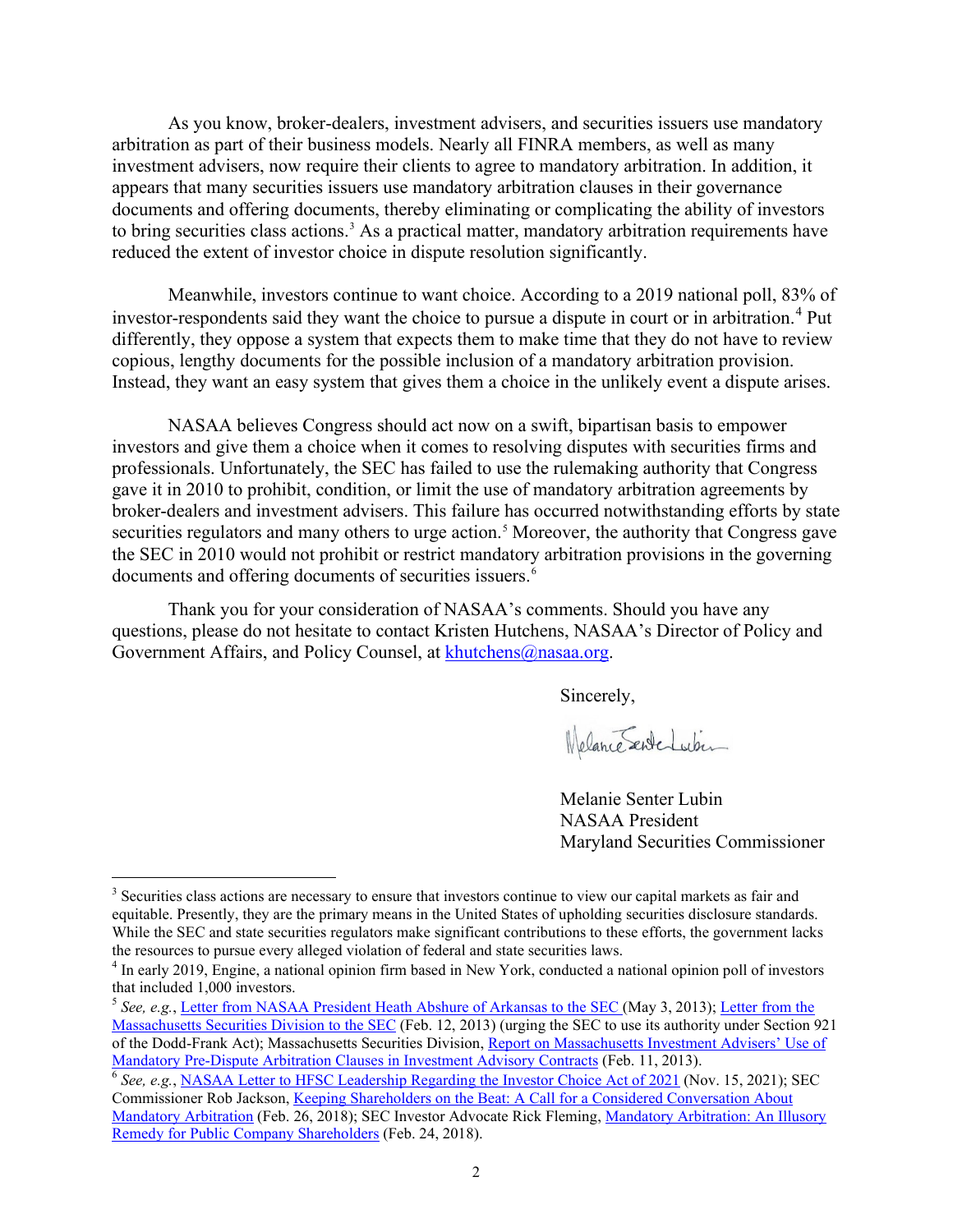As you know, broker-dealers, investment advisers, and securities issuers use mandatory arbitration as part of their business models. Nearly all FINRA members, as well as many investment advisers, now require their clients to agree to mandatory arbitration. In addition, it appears that many securities issuers use mandatory arbitration clauses in their governance documents and offering documents, thereby eliminating or complicating the ability of investors to bring securities class actions.[3] As a practical matter, mandatory arbitration requirements have reduced the extent of investor choice in dispute resolution significantly.

Meanwhile, investors continue to want choice. According to a 2019 national poll, 83% of investor-respondents said they want the choice to pursue a dispute in court or in arbitration.[4] Put differently, they oppose a system that expects them to make time that they do not have to review copious, lengthy documents for the possible inclusion of a mandatory arbitration provision. Instead, they want an easy system that gives them a choice in the unlikely event a dispute arises.

NASAA believes Congress should act now on a swift, bipartisan basis to empower investors and give them a choice when it comes to resolving disputes with securities firms and professionals. Unfortunately, the SEC has failed to use the rulemaking authority that Congress gave it in 2010 to prohibit, condition, or limit the use of mandatory arbitration agreements by broker-dealers and investment advisers. This failure has occurred notwithstanding efforts by state securities regulators and many others to urge action.[5] Moreover, the authority that Congress gave the SEC in 2010 would not prohibit or restrict mandatory arbitration provisions in the governing documents and offering documents of securities issuers.[6]

Thank you for your consideration of NASAA's comments. Should you have any questions, please do not hesitate to contact Kristen Hutchens, NASAA's Director of Policy and Government Affairs, and Policy Counsel, at khutchens@nasaa.org.

Sincerely,

Melanie Senter Lubin
NASAA President
Maryland Securities Commissioner

---

[3] Securities class actions are necessary to ensure that investors continue to view our capital markets as fair and equitable. Presently, they are the primary means in the United States of upholding securities disclosure standards. While the SEC and state securities regulators make significant contributions to these efforts, the government lacks the resources to pursue every alleged violation of federal and state securities laws.

[4] In early 2019, Engine, a national opinion firm based in New York, conducted a national opinion poll of investors that included 1,000 investors.

[5] *See, e.g.*, Letter from NASAA President Heath Abshure of Arkansas to the SEC (May 3, 2013); Letter from the Massachusetts Securities Division to the SEC (Feb. 12, 2013) (urging the SEC to use its authority under Section 921 of the Dodd-Frank Act); Massachusetts Securities Division, Report on Massachusetts Investment Advisers' Use of Mandatory Pre-Dispute Arbitration Clauses in Investment Advisory Contracts (Feb. 11, 2013).

[6] *See, e.g.*, NASAA Letter to HFSC Leadership Regarding the Investor Choice Act of 2021 (Nov. 15, 2021); SEC Commissioner Rob Jackson, Keeping Shareholders on the Beat: A Call for a Considered Conversation About Mandatory Arbitration (Feb. 26, 2018); SEC Investor Advocate Rick Fleming, Mandatory Arbitration: An Illusory Remedy for Public Company Shareholders (Feb. 24, 2018).